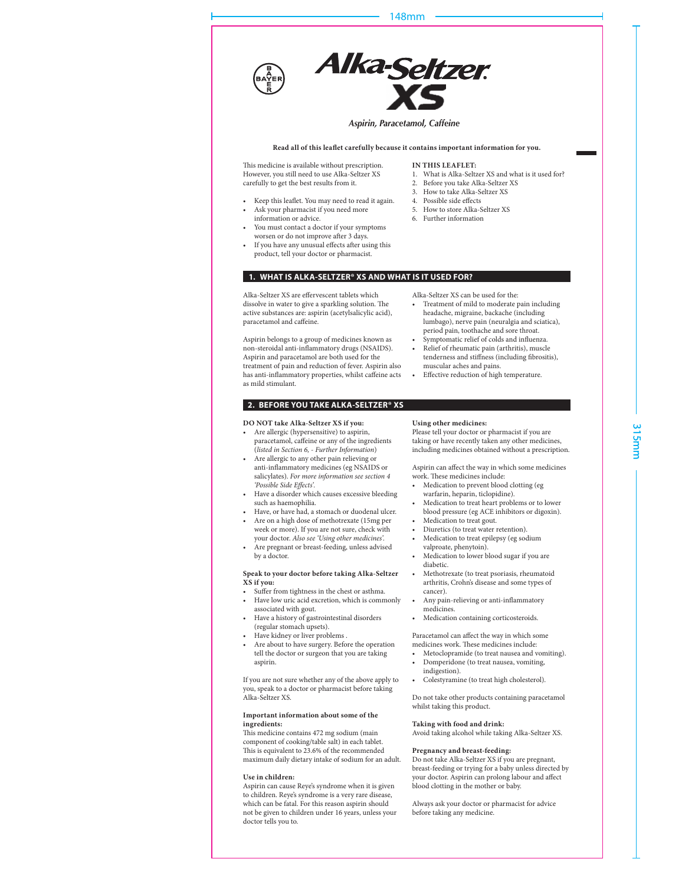# Alka-Seltzer XS

*Aspirin, Paracetamol, Caffeine*

**Read all of this leaflet carefully because it contains important information for you.**

This medicine is available without prescription. However, you still need to use Alka-Seltzer XS carefully to get the best results from it.

- Keep this leaflet. You may need to read it again.
- Ask your pharmacist if you need more information or advice.
- You must contact a doctor if your symptoms worsen or do not improve after 3 days.
- If you have any unusual effects after using this product, tell your doctor or pharmacist.

**IN THIS LEAFLET:**

1. What is Alka-Seltzer XS and what is it used for?
2. Before you take Alka-Seltzer XS
3. How to take Alka-Seltzer XS
4. Possible side effects
5. How to store Alka-Seltzer XS
6. Further information

## 1. WHAT IS ALKA-SELTZER® XS AND WHAT IS IT USED FOR?

Alka-Seltzer XS are effervescent tablets which dissolve in water to give a sparkling solution. The active substances are: aspirin (acetylsalicylic acid), paracetamol and caffeine.

Aspirin belongs to a group of medicines known as non-steroidal anti-inflammatory drugs (NSAIDS). Aspirin and paracetamol are both used for the treatment of pain and reduction of fever. Aspirin also has anti-inflammatory properties, whilst caffeine acts as mild stimulant.

Alka-Seltzer XS can be used for the:

- Treatment of mild to moderate pain including headache, migraine, backache (including lumbago), nerve pain (neuralgia and sciatica), period pain, toothache and sore throat.
- Symptomatic relief of colds and influenza.
- Relief of rheumatic pain (arthritis), muscle tenderness and stiffness (including fibrositis), muscular aches and pains.
- Effective reduction of high temperature.

## 2. BEFORE YOU TAKE ALKA-SELTZER® XS

**DO NOT take Alka-Seltzer XS if you:**

- Are allergic (hypersensitive) to aspirin, paracetamol, caffeine or any of the ingredients (*listed in Section 6, - Further Information*)
- Are allergic to any other pain relieving or anti-inflammatory medicines (eg NSAIDS or salicylates). *For more information see section 4 'Possible Side Effects'.*
- Have a disorder which causes excessive bleeding such as haemophilia.
- Have, or have had, a stomach or duodenal ulcer.
- Are on a high dose of methotrexate (15mg per week or more). If you are not sure, check with your doctor. *Also see 'Using other medicines'.*
- Are pregnant or breast-feeding, unless advised by a doctor.

**Speak to your doctor before taking Alka-Seltzer XS if you:**

- Suffer from tightness in the chest or asthma.
- Have low uric acid excretion, which is commonly associated with gout.
- Have a history of gastrointestinal disorders (regular stomach upsets).
- Have kidney or liver problems .
- Are about to have surgery. Before the operation tell the doctor or surgeon that you are taking aspirin.

If you are not sure whether any of the above apply to you, speak to a doctor or pharmacist before taking Alka-Seltzer XS.

**Important information about some of the ingredients:**

This medicine contains 472 mg sodium (main component of cooking/table salt) in each tablet. This is equivalent to 23.6% of the recommended maximum daily dietary intake of sodium for an adult.

**Use in children:**

Aspirin can cause Reye's syndrome when it is given to children. Reye's syndrome is a very rare disease, which can be fatal. For this reason aspirin should not be given to children under 16 years, unless your doctor tells you to.

**Using other medicines:**

Please tell your doctor or pharmacist if you are taking or have recently taken any other medicines, including medicines obtained without a prescription.

Aspirin can affect the way in which some medicines work. These medicines include:

- Medication to prevent blood clotting (eg warfarin, heparin, ticlopidine).
- Medication to treat heart problems or to lower blood pressure (eg ACE inhibitors or digoxin).
- Medication to treat gout.
- Diuretics (to treat water retention).
- Medication to treat epilepsy (eg sodium valproate, phenytoin).
- Medication to lower blood sugar if you are diabetic.
- Methotrexate (to treat psoriasis, rheumatoid arthritis, Crohn's disease and some types of cancer).
- Any pain-relieving or anti-inflammatory medicines.
- Medication containing corticosteroids.

Paracetamol can affect the way in which some medicines work. These medicines include:

- Metoclopramide (to treat nausea and vomiting).
- Domperidone (to treat nausea, vomiting, indigestion).
- Colestyramine (to treat high cholesterol).

Do not take other products containing paracetamol whilst taking this product.

**Taking with food and drink:**

Avoid taking alcohol while taking Alka-Seltzer XS.

**Pregnancy and breast-feeding:**

Do not take Alka-Seltzer XS if you are pregnant, breast-feeding or trying for a baby unless directed by your doctor. Aspirin can prolong labour and affect blood clotting in the mother or baby.

Always ask your doctor or pharmacist for advice before taking any medicine.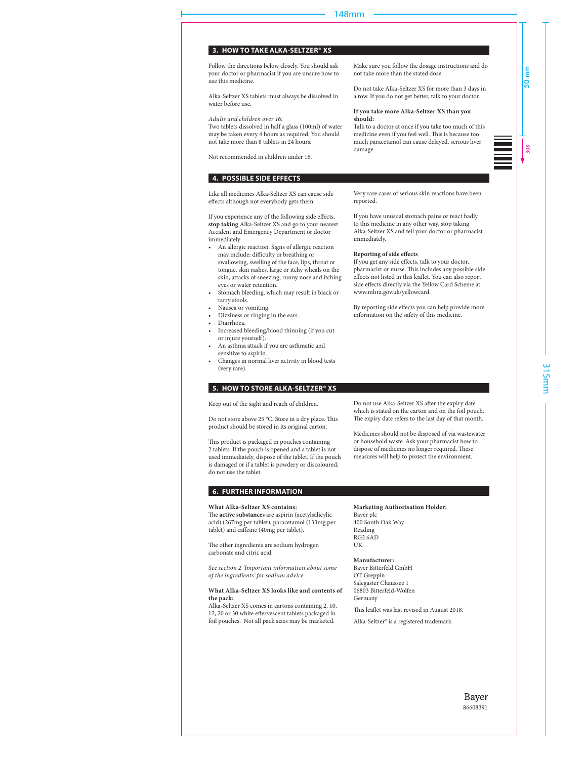## 3. HOW TO TAKE ALKA-SELTZER® XS

Follow the directions below closely. You should ask your doctor or pharmacist if you are unsure how to use this medicine.

Alka-Seltzer XS tablets must always be dissolved in water before use.

*Adults and children over 16:*
Two tablets dissolved in half a glass (100ml) of water may be taken every 4 hours as required. You should not take more than 8 tablets in 24 hours.

Not recommended in children under 16.

Make sure you follow the dosage instructions and do not take more than the stated dose.

Do not take Alka-Seltzer XS for more than 3 days in a row. If you do not get better, talk to your doctor.

**If you take more Alka-Seltzer XS than you should:**
Talk to a doctor at once if you take too much of this medicine even if you feel well. This is because too much paracetamol can cause delayed, serious liver damage.

## 4. POSSIBLE SIDE EFFECTS

Like all medicines Alka-Seltzer XS can cause side effects although not everybody gets them.

If you experience any of the following side effects, **stop taking** Alka-Seltzer XS and go to your nearest Accident and Emergency Department or doctor immediately:

- An allergic reaction. Signs of allergic reaction may include: difficulty in breathing or swallowing, swelling of the face, lips, throat or tongue, skin rashes, large or itchy wheals on the skin, attacks of sneezing, runny nose and itching eyes or water retention.
- Stomach bleeding, which may result in black or tarry stools.
- Nausea or vomiting.
- Dizziness or ringing in the ears.
- Diarrhoea.
- Increased bleeding/blood thinning (if you cut or injure yourself).
- An asthma attack if you are asthmatic and sensitive to aspirin.
- Changes in normal liver activity in blood tests (very rare).

Very rare cases of serious skin reactions have been reported.

If you have unusual stomach pains or react badly to this medicine in any other way, stop taking Alka-Seltzer XS and tell your doctor or pharmacist immediately.

**Reporting of side effects**
If you get any side effects, talk to your doctor, pharmacist or nurse. This includes any possible side effects not listed in this leaflet. You can also report side effects directly via the Yellow Card Scheme at: www.mhra.gov.uk/yellowcard.

By reporting side effects you can help provide more information on the safety of this medicine.

## 5. HOW TO STORE ALKA-SELTZER® XS

Keep out of the sight and reach of children.

Do not store above 25 °C. Store in a dry place. This product should be stored in its original carton.

This product is packaged in pouches containing 2 tablets. If the pouch is opened and a tablet is not used immediately, dispose of the tablet. If the pouch is damaged or if a tablet is powdery or discoloured, do not use the tablet.

Do not use Alka-Seltzer XS after the expiry date which is stated on the carton and on the foil pouch. The expiry date refers to the last day of that month.

Medicines should not be disposed of via wastewater or household waste. Ask your pharmacist how to dispose of medicines no longer required. These measures will help to protect the environment.

## 6. FURTHER INFORMATION

**What Alka-Seltzer XS contains:**
The **active substances** are aspirin (acetylsalicylic acid) (267mg per tablet), paracetamol (133mg per tablet) and caffeine (40mg per tablet).

The other ingredients are sodium hydrogen carbonate and citric acid.

*See section 2 'Important information about some of the ingredients' for sodium advice.*

**What Alka-Seltzer XS looks like and contents of the pack:**
Alka-Seltzer XS comes in cartons containing 2, 10, 12, 20 or 30 white effervescent tablets packaged in foil pouches. Not all pack sizes may be marketed.

**Marketing Authorisation Holder:**
Bayer plc
400 South Oak Way
Reading
RG2 6AD
UK

**Manufacturer:**
Bayer Bitterfeld GmbH
OT Greppin
Salegaster Chaussee 1
06803 Bitterfeld-Wolfen
Germany

This leaflet was last revised in August 2018.

Alka-Seltzer® is a registered trademark.

Bayer
86608391